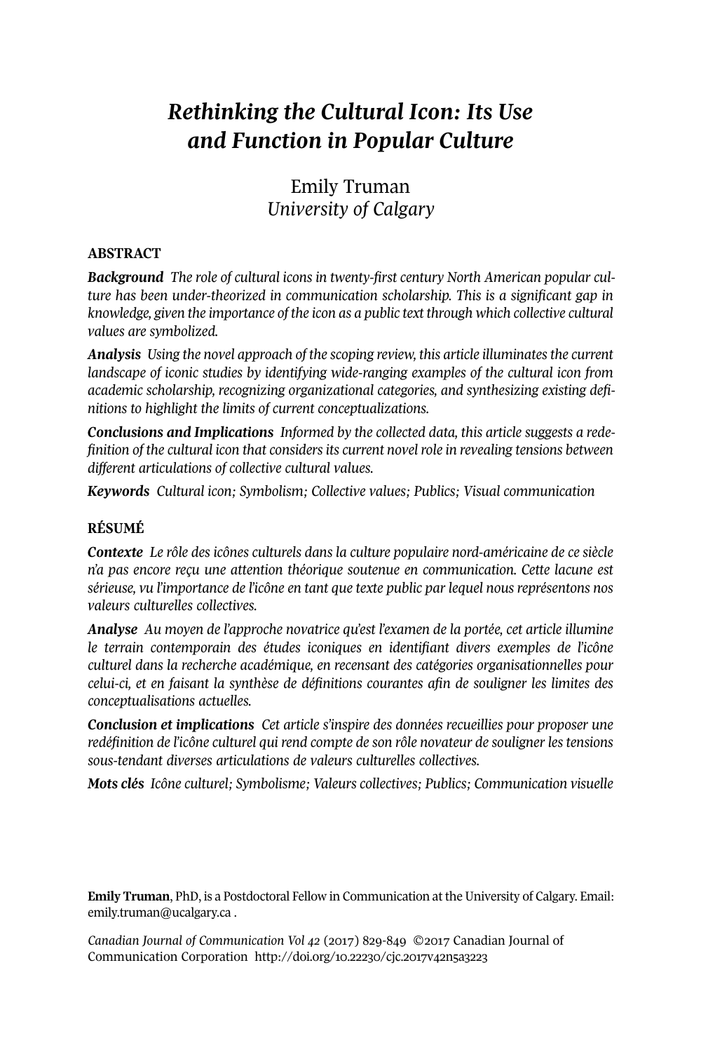# *Rethinking the Cultural Icon: Its Use and Function in Popular Culture*

Emily Truman
*University of Calgary*

## ABSTRACT

***Background*** *The role of cultural icons in twenty-first century North American popular culture has been under-theorized in communication scholarship. This is a significant gap in knowledge, given the importance of the icon as a public text through which collective cultural values are symbolized.*

***Analysis*** *Using the novel approach of the scoping review, this article illuminates the current landscape of iconic studies by identifying wide-ranging examples of the cultural icon from academic scholarship, recognizing organizational categories, and synthesizing existing definitions to highlight the limits of current conceptualizations.*

***Conclusions and Implications*** *Informed by the collected data, this article suggests a redefinition of the cultural icon that considers its current novel role in revealing tensions between different articulations of collective cultural values.*

***Keywords*** *Cultural icon; Symbolism; Collective values; Publics; Visual communication*

## RÉSUMÉ

***Contexte*** *Le rôle des icônes culturels dans la culture populaire nord-américaine de ce siècle n'a pas encore reçu une attention théorique soutenue en communication. Cette lacune est sérieuse, vu l'importance de l'icône en tant que texte public par lequel nous représentons nos valeurs culturelles collectives.*

***Analyse*** *Au moyen de l'approche novatrice qu'est l'examen de la portée, cet article illumine le terrain contemporain des études iconiques en identifiant divers exemples de l'icône culturel dans la recherche académique, en recensant des catégories organisationnelles pour celui-ci, et en faisant la synthèse de définitions courantes afin de souligner les limites des conceptualisations actuelles.*

***Conclusion et implications*** *Cet article s'inspire des données recueillies pour proposer une redéfinition de l'icône culturel qui rend compte de son rôle novateur de souligner les tensions sous-tendant diverses articulations de valeurs culturelles collectives.*

***Mots clés*** *Icône culturel; Symbolisme; Valeurs collectives; Publics; Communication visuelle*

**Emily Truman**, PhD, is a Postdoctoral Fellow in Communication at the University of Calgary. Email: emily.truman@ucalgary.ca .

*Canadian Journal of Communication Vol 42* (2017) 829-849 ©2017 Canadian Journal of Communication Corporation http://doi.org/10.22230/cjc.2017v42n5a3223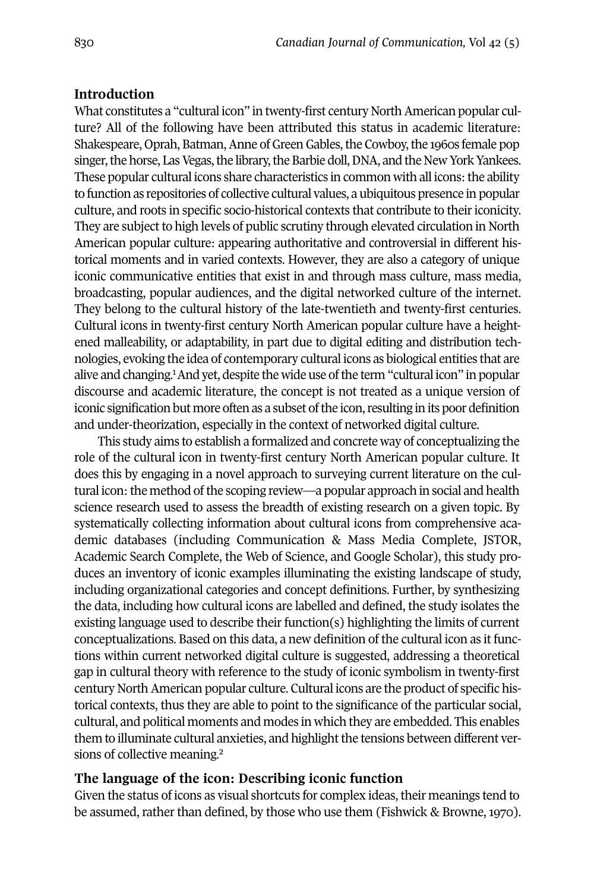## Introduction

What constitutes a "cultural icon" in twenty-first century North American popular culture? All of the following have been attributed this status in academic literature: Shakespeare, Oprah, Batman, Anne of Green Gables, the Cowboy, the 1960s female pop singer, the horse, Las Vegas, the library, the Barbie doll, DNA, and the New York Yankees. These popular cultural icons share characteristics in common with all icons: the ability to function as repositories of collective cultural values, a ubiquitous presence in popular culture, and roots in specific socio-historical contexts that contribute to their iconicity. They are subject to high levels of public scrutiny through elevated circulation in North American popular culture: appearing authoritative and controversial in different historical moments and in varied contexts. However, they are also a category of unique iconic communicative entities that exist in and through mass culture, mass media, broadcasting, popular audiences, and the digital networked culture of the internet. They belong to the cultural history of the late-twentieth and twenty-first centuries. Cultural icons in twenty-first century North American popular culture have a heightened malleability, or adaptability, in part due to digital editing and distribution technologies, evoking the idea of contemporary cultural icons as biological entities that are alive and changing.[1] And yet, despite the wide use of the term "cultural icon" in popular discourse and academic literature, the concept is not treated as a unique version of iconic signification but more often as a subset of the icon, resulting in its poor definition and under-theorization, especially in the context of networked digital culture.

This study aims to establish a formalized and concrete way of conceptualizing the role of the cultural icon in twenty-first century North American popular culture. It does this by engaging in a novel approach to surveying current literature on the cultural icon: the method of the scoping review—a popular approach in social and health science research used to assess the breadth of existing research on a given topic. By systematically collecting information about cultural icons from comprehensive academic databases (including Communication & Mass Media Complete, JSTOR, Academic Search Complete, the Web of Science, and Google Scholar), this study produces an inventory of iconic examples illuminating the existing landscape of study, including organizational categories and concept definitions. Further, by synthesizing the data, including how cultural icons are labelled and defined, the study isolates the existing language used to describe their function(s) highlighting the limits of current conceptualizations. Based on this data, a new definition of the cultural icon as it functions within current networked digital culture is suggested, addressing a theoretical gap in cultural theory with reference to the study of iconic symbolism in twenty-first century North American popular culture. Cultural icons are the product of specific historical contexts, thus they are able to point to the significance of the particular social, cultural, and political moments and modes in which they are embedded. This enables them to illuminate cultural anxieties, and highlight the tensions between different versions of collective meaning.[2]

## The language of the icon: Describing iconic function

Given the status of icons as visual shortcuts for complex ideas, their meanings tend to be assumed, rather than defined, by those who use them (Fishwick & Browne, 1970).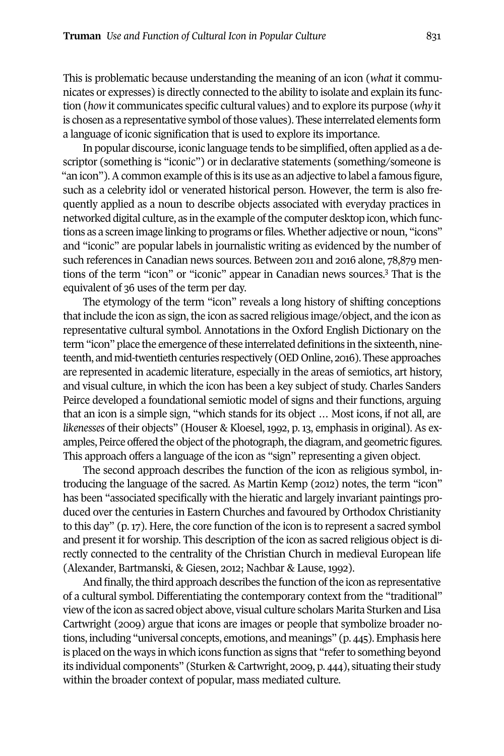This is problematic because understanding the meaning of an icon (*what* it communicates or expresses) is directly connected to the ability to isolate and explain its function (*how* it communicates specific cultural values) and to explore its purpose (*why* it is chosen as a representative symbol of those values). These interrelated elements form a language of iconic signification that is used to explore its importance.

In popular discourse, iconic language tends to be simplified, often applied as a descriptor (something is "iconic") or in declarative statements (something/someone is "an icon"). A common example of this is its use as an adjective to label a famous figure, such as a celebrity idol or venerated historical person. However, the term is also frequently applied as a noun to describe objects associated with everyday practices in networked digital culture, as in the example of the computer desktop icon, which functions as a screen image linking to programs or files. Whether adjective or noun, "icons" and "iconic" are popular labels in journalistic writing as evidenced by the number of such references in Canadian news sources. Between 2011 and 2016 alone, 78,879 mentions of the term "icon" or "iconic" appear in Canadian news sources.[3] That is the equivalent of 36 uses of the term per day.

The etymology of the term "icon" reveals a long history of shifting conceptions that include the icon as sign, the icon as sacred religious image/object, and the icon as representative cultural symbol. Annotations in the Oxford English Dictionary on the term "icon" place the emergence of these interrelated definitions in the sixteenth, nineteenth, and mid-twentieth centuries respectively (OED Online, 2016). These approaches are represented in academic literature, especially in the areas of semiotics, art history, and visual culture, in which the icon has been a key subject of study. Charles Sanders Peirce developed a foundational semiotic model of signs and their functions, arguing that an icon is a simple sign, "which stands for its object … Most icons, if not all, are *likenesses* of their objects" (Houser & Kloesel, 1992, p. 13, emphasis in original). As examples, Peirce offered the object of the photograph, the diagram, and geometric figures. This approach offers a language of the icon as "sign" representing a given object.

The second approach describes the function of the icon as religious symbol, introducing the language of the sacred. As Martin Kemp (2012) notes, the term "icon" has been "associated specifically with the hieratic and largely invariant paintings produced over the centuries in Eastern Churches and favoured by Orthodox Christianity to this day" (p. 17). Here, the core function of the icon is to represent a sacred symbol and present it for worship. This description of the icon as sacred religious object is directly connected to the centrality of the Christian Church in medieval European life (Alexander, Bartmanski, & Giesen, 2012; Nachbar & Lause, 1992).

And finally, the third approach describes the function of the icon as representative of a cultural symbol. Differentiating the contemporary context from the "traditional" view of the icon as sacred object above, visual culture scholars Marita Sturken and Lisa Cartwright (2009) argue that icons are images or people that symbolize broader notions, including "universal concepts, emotions, and meanings" (p. 445). Emphasis here is placed on the ways in which icons function as signs that "refer to something beyond its individual components" (Sturken & Cartwright, 2009, p. 444), situating their study within the broader context of popular, mass mediated culture.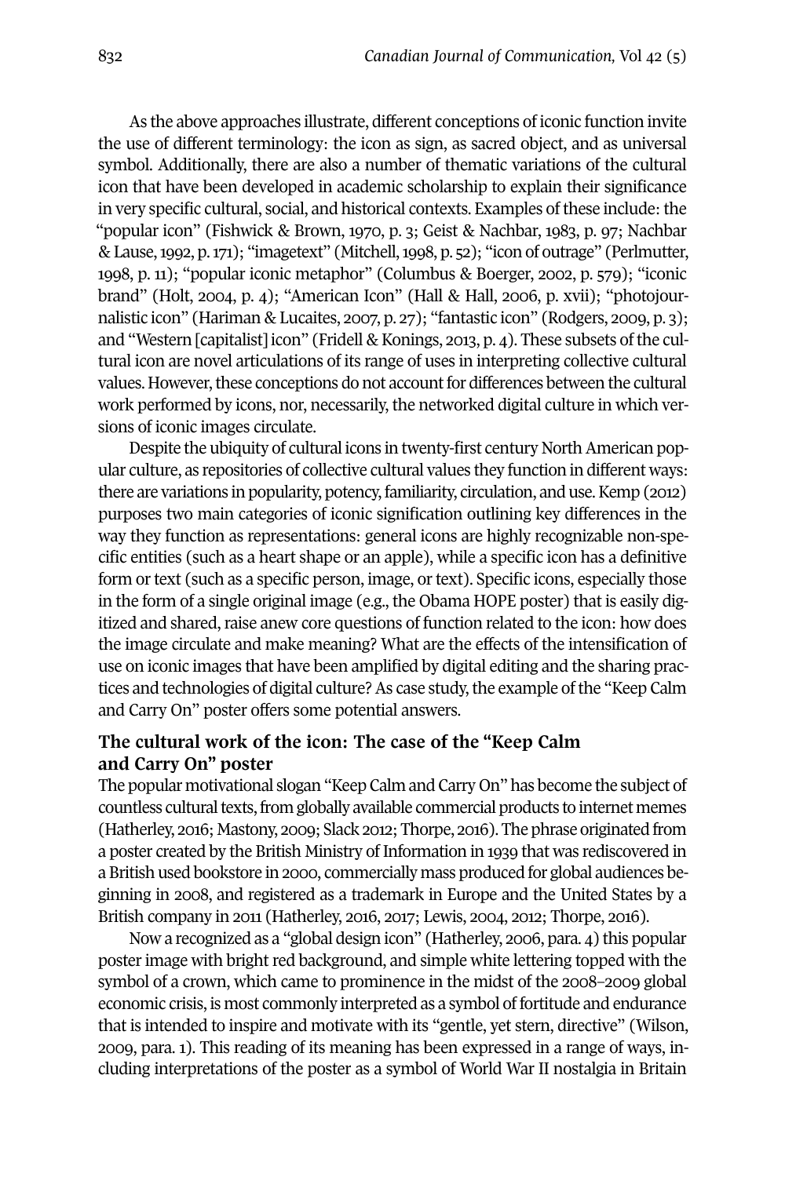As the above approaches illustrate, different conceptions of iconic function invite the use of different terminology: the icon as sign, as sacred object, and as universal symbol. Additionally, there are also a number of thematic variations of the cultural icon that have been developed in academic scholarship to explain their significance in very specific cultural, social, and historical contexts. Examples of these include: the "popular icon" (Fishwick & Brown, 1970, p. 3; Geist & Nachbar, 1983, p. 97; Nachbar & Lause, 1992, p. 171); "imagetext" (Mitchell, 1998, p. 52); "icon of outrage" (Perlmutter, 1998, p. 11); "popular iconic metaphor" (Columbus & Boerger, 2002, p. 579); "iconic brand" (Holt, 2004, p. 4); "American Icon" (Hall & Hall, 2006, p. xvii); "photojournalistic icon" (Hariman & Lucaites, 2007, p. 27); "fantastic icon" (Rodgers, 2009, p. 3); and "Western [capitalist] icon" (Fridell & Konings, 2013, p. 4). These subsets of the cultural icon are novel articulations of its range of uses in interpreting collective cultural values. However, these conceptions do not account for differences between the cultural work performed by icons, nor, necessarily, the networked digital culture in which versions of iconic images circulate.

Despite the ubiquity of cultural icons in twenty-first century North American popular culture, as repositories of collective cultural values they function in different ways: there are variations in popularity, potency, familiarity, circulation, and use. Kemp (2012) purposes two main categories of iconic signification outlining key differences in the way they function as representations: general icons are highly recognizable non-specific entities (such as a heart shape or an apple), while a specific icon has a definitive form or text (such as a specific person, image, or text). Specific icons, especially those in the form of a single original image (e.g., the Obama HOPE poster) that is easily digitized and shared, raise anew core questions of function related to the icon: how does the image circulate and make meaning? What are the effects of the intensification of use on iconic images that have been amplified by digital editing and the sharing practices and technologies of digital culture? As case study, the example of the "Keep Calm and Carry On" poster offers some potential answers.

## The cultural work of the icon: The case of the "Keep Calm and Carry On" poster

The popular motivational slogan "Keep Calm and Carry On" has become the subject of countless cultural texts, from globally available commercial products to internet memes (Hatherley, 2016; Mastony, 2009; Slack 2012; Thorpe, 2016). The phrase originated from a poster created by the British Ministry of Information in 1939 that was rediscovered in a British used bookstore in 2000, commercially mass produced for global audiences beginning in 2008, and registered as a trademark in Europe and the United States by a British company in 2011 (Hatherley, 2016, 2017; Lewis, 2004, 2012; Thorpe, 2016).

Now a recognized as a "global design icon" (Hatherley, 2006, para. 4) this popular poster image with bright red background, and simple white lettering topped with the symbol of a crown, which came to prominence in the midst of the 2008–2009 global economic crisis, is most commonly interpreted as a symbol of fortitude and endurance that is intended to inspire and motivate with its "gentle, yet stern, directive" (Wilson, 2009, para. 1). This reading of its meaning has been expressed in a range of ways, including interpretations of the poster as a symbol of World War II nostalgia in Britain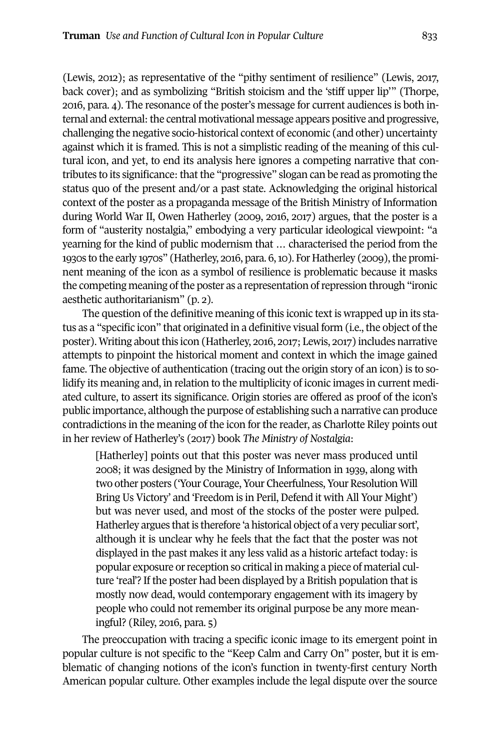(Lewis, 2012); as representative of the "pithy sentiment of resilience" (Lewis, 2017, back cover); and as symbolizing "British stoicism and the 'stiff upper lip'" (Thorpe, 2016, para. 4). The resonance of the poster's message for current audiences is both internal and external: the central motivational message appears positive and progressive, challenging the negative socio-historical context of economic (and other) uncertainty against which it is framed. This is not a simplistic reading of the meaning of this cultural icon, and yet, to end its analysis here ignores a competing narrative that contributes to its significance: that the "progressive" slogan can be read as promoting the status quo of the present and/or a past state. Acknowledging the original historical context of the poster as a propaganda message of the British Ministry of Information during World War II, Owen Hatherley (2009, 2016, 2017) argues, that the poster is a form of "austerity nostalgia," embodying a very particular ideological viewpoint: "a yearning for the kind of public modernism that … characterised the period from the 1930s to the early 1970s" (Hatherley, 2016, para. 6, 10). For Hatherley (2009), the prominent meaning of the icon as a symbol of resilience is problematic because it masks the competing meaning of the poster as a representation of repression through "ironic aesthetic authoritarianism" (p. 2).

The question of the definitive meaning of this iconic text is wrapped up in its status as a "specific icon" that originated in a definitive visual form (i.e., the object of the poster). Writing about this icon (Hatherley, 2016, 2017; Lewis, 2017) includes narrative attempts to pinpoint the historical moment and context in which the image gained fame. The objective of authentication (tracing out the origin story of an icon) is to solidify its meaning and, in relation to the multiplicity of iconic images in current mediated culture, to assert its significance. Origin stories are offered as proof of the icon's public importance, although the purpose of establishing such a narrative can produce contradictions in the meaning of the icon for the reader, as Charlotte Riley points out in her review of Hatherley's (2017) book *The Ministry of Nostalgia*:

> [Hatherley] points out that this poster was never mass produced until 2008; it was designed by the Ministry of Information in 1939, along with two other posters ('Your Courage, Your Cheerfulness, Your Resolution Will Bring Us Victory' and 'Freedom is in Peril, Defend it with All Your Might') but was never used, and most of the stocks of the poster were pulped. Hatherley argues that is therefore 'a historical object of a very peculiar sort', although it is unclear why he feels that the fact that the poster was not displayed in the past makes it any less valid as a historic artefact today: is popular exposure or reception so critical in making a piece of material culture 'real'? If the poster had been displayed by a British population that is mostly now dead, would contemporary engagement with its imagery by people who could not remember its original purpose be any more meaningful? (Riley, 2016, para. 5)

The preoccupation with tracing a specific iconic image to its emergent point in popular culture is not specific to the "Keep Calm and Carry On" poster, but it is emblematic of changing notions of the icon's function in twenty-first century North American popular culture. Other examples include the legal dispute over the source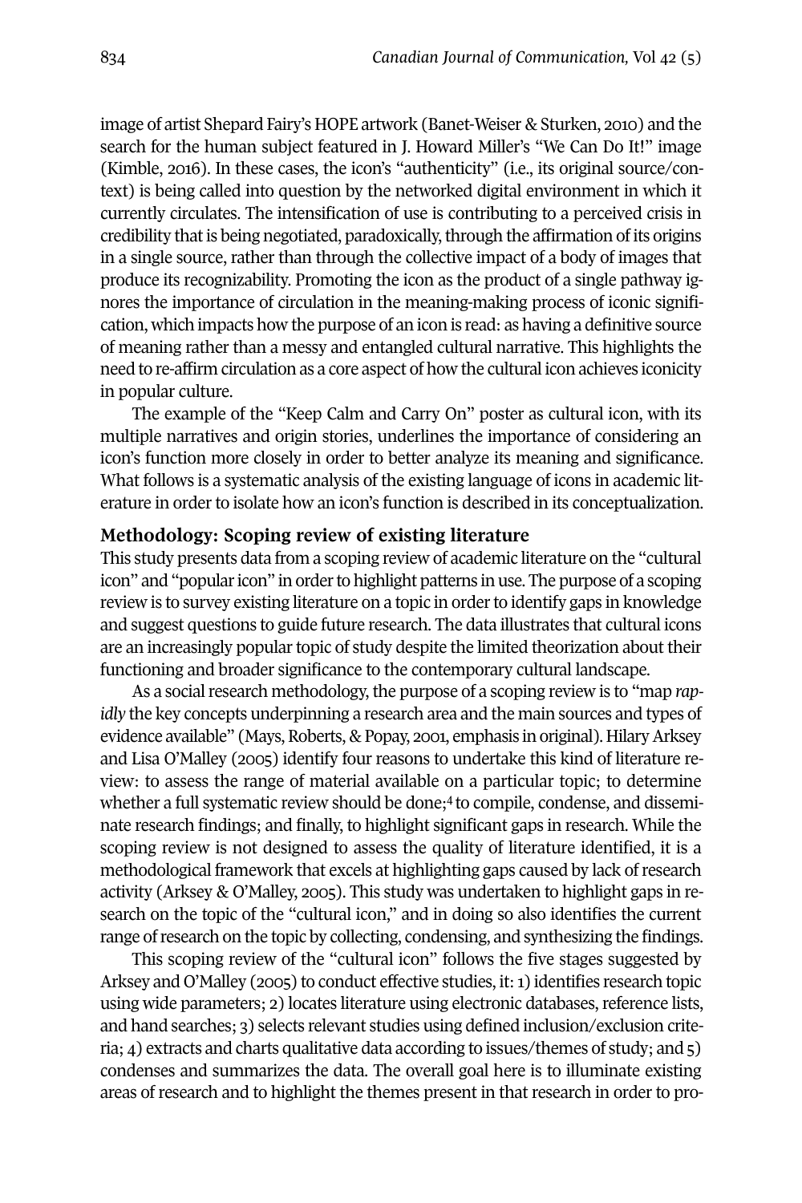image of artist Shepard Fairy's HOPE artwork (Banet-Weiser & Sturken, 2010) and the search for the human subject featured in J. Howard Miller's "We Can Do It!" image (Kimble, 2016). In these cases, the icon's "authenticity" (i.e., its original source/context) is being called into question by the networked digital environment in which it currently circulates. The intensification of use is contributing to a perceived crisis in credibility that is being negotiated, paradoxically, through the affirmation of its origins in a single source, rather than through the collective impact of a body of images that produce its recognizability. Promoting the icon as the product of a single pathway ignores the importance of circulation in the meaning-making process of iconic signification, which impacts how the purpose of an icon is read: as having a definitive source of meaning rather than a messy and entangled cultural narrative. This highlights the need to re-affirm circulation as a core aspect of how the cultural icon achieves iconicity in popular culture.

The example of the "Keep Calm and Carry On" poster as cultural icon, with its multiple narratives and origin stories, underlines the importance of considering an icon's function more closely in order to better analyze its meaning and significance. What follows is a systematic analysis of the existing language of icons in academic literature in order to isolate how an icon's function is described in its conceptualization.

## Methodology: Scoping review of existing literature

This study presents data from a scoping review of academic literature on the "cultural icon" and "popular icon" in order to highlight patterns in use. The purpose of a scoping review is to survey existing literature on a topic in order to identify gaps in knowledge and suggest questions to guide future research. The data illustrates that cultural icons are an increasingly popular topic of study despite the limited theorization about their functioning and broader significance to the contemporary cultural landscape.

As a social research methodology, the purpose of a scoping review is to "map *rapidly* the key concepts underpinning a research area and the main sources and types of evidence available" (Mays, Roberts, & Popay, 2001, emphasis in original). Hilary Arksey and Lisa O'Malley (2005) identify four reasons to undertake this kind of literature review: to assess the range of material available on a particular topic; to determine whether a full systematic review should be done;[4] to compile, condense, and disseminate research findings; and finally, to highlight significant gaps in research. While the scoping review is not designed to assess the quality of literature identified, it is a methodological framework that excels at highlighting gaps caused by lack of research activity (Arksey & O'Malley, 2005). This study was undertaken to highlight gaps in research on the topic of the "cultural icon," and in doing so also identifies the current range of research on the topic by collecting, condensing, and synthesizing the findings.

This scoping review of the "cultural icon" follows the five stages suggested by Arksey and O'Malley (2005) to conduct effective studies, it: 1) identifies research topic using wide parameters; 2) locates literature using electronic databases, reference lists, and hand searches; 3) selects relevant studies using defined inclusion/exclusion criteria; 4) extracts and charts qualitative data according to issues/themes of study; and 5) condenses and summarizes the data. The overall goal here is to illuminate existing areas of research and to highlight the themes present in that research in order to pro-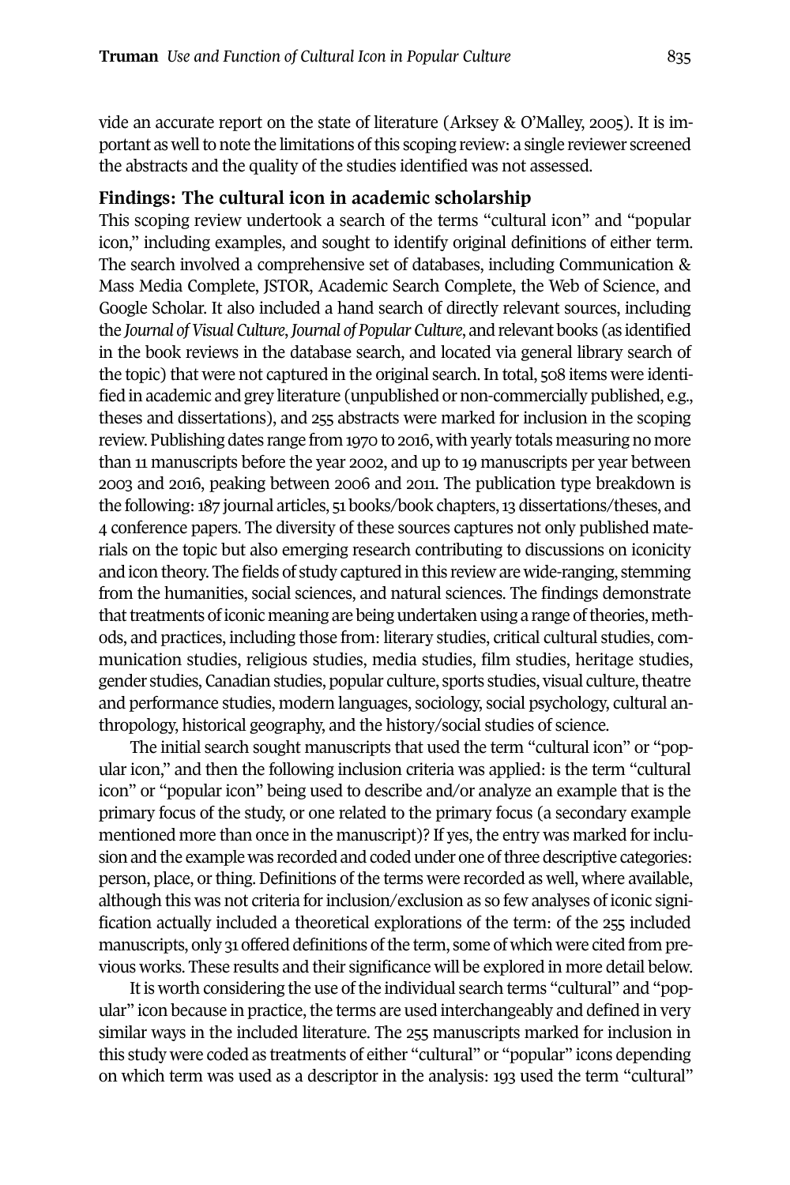vide an accurate report on the state of literature (Arksey & O'Malley, 2005). It is important as well to note the limitations of this scoping review: a single reviewer screened the abstracts and the quality of the studies identified was not assessed.

## Findings: The cultural icon in academic scholarship

This scoping review undertook a search of the terms "cultural icon" and "popular icon," including examples, and sought to identify original definitions of either term. The search involved a comprehensive set of databases, including Communication & Mass Media Complete, JSTOR, Academic Search Complete, the Web of Science, and Google Scholar. It also included a hand search of directly relevant sources, including the *Journal of Visual Culture*, *Journal of Popular Culture*, and relevant books (as identified in the book reviews in the database search, and located via general library search of the topic) that were not captured in the original search. In total, 508 items were identified in academic and grey literature (unpublished or non-commercially published, e.g., theses and dissertations), and 255 abstracts were marked for inclusion in the scoping review. Publishing dates range from 1970 to 2016, with yearly totals measuring no more than 11 manuscripts before the year 2002, and up to 19 manuscripts per year between 2003 and 2016, peaking between 2006 and 2011. The publication type breakdown is the following: 187 journal articles, 51 books/book chapters, 13 dissertations/theses, and 4 conference papers. The diversity of these sources captures not only published materials on the topic but also emerging research contributing to discussions on iconicity and icon theory. The fields of study captured in this review are wide-ranging, stemming from the humanities, social sciences, and natural sciences. The findings demonstrate that treatments of iconic meaning are being undertaken using a range of theories, methods, and practices, including those from: literary studies, critical cultural studies, communication studies, religious studies, media studies, film studies, heritage studies, gender studies, Canadian studies, popular culture, sports studies, visual culture, theatre and performance studies, modern languages, sociology, social psychology, cultural anthropology, historical geography, and the history/social studies of science.

The initial search sought manuscripts that used the term "cultural icon" or "popular icon," and then the following inclusion criteria was applied: is the term "cultural icon" or "popular icon" being used to describe and/or analyze an example that is the primary focus of the study, or one related to the primary focus (a secondary example mentioned more than once in the manuscript)? If yes, the entry was marked for inclusion and the example was recorded and coded under one of three descriptive categories: person, place, or thing. Definitions of the terms were recorded as well, where available, although this was not criteria for inclusion/exclusion as so few analyses of iconic signification actually included a theoretical explorations of the term: of the 255 included manuscripts, only 31 offered definitions of the term, some of which were cited from previous works. These results and their significance will be explored in more detail below.

It is worth considering the use of the individual search terms "cultural" and "popular" icon because in practice, the terms are used interchangeably and defined in very similar ways in the included literature. The 255 manuscripts marked for inclusion in this study were coded as treatments of either "cultural" or "popular" icons depending on which term was used as a descriptor in the analysis: 193 used the term "cultural"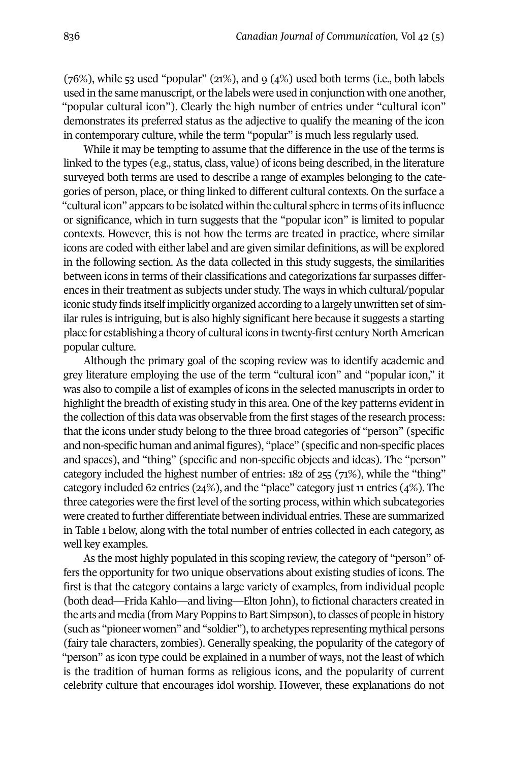(76%), while 53 used "popular" (21%), and 9 (4%) used both terms (i.e., both labels used in the same manuscript, or the labels were used in conjunction with one another, "popular cultural icon"). Clearly the high number of entries under "cultural icon" demonstrates its preferred status as the adjective to qualify the meaning of the icon in contemporary culture, while the term "popular" is much less regularly used.

While it may be tempting to assume that the difference in the use of the terms is linked to the types (e.g., status, class, value) of icons being described, in the literature surveyed both terms are used to describe a range of examples belonging to the categories of person, place, or thing linked to different cultural contexts. On the surface a "cultural icon" appears to be isolated within the cultural sphere in terms of its influence or significance, which in turn suggests that the "popular icon" is limited to popular contexts. However, this is not how the terms are treated in practice, where similar icons are coded with either label and are given similar definitions, as will be explored in the following section. As the data collected in this study suggests, the similarities between icons in terms of their classifications and categorizations far surpasses differences in their treatment as subjects under study. The ways in which cultural/popular iconic study finds itself implicitly organized according to a largely unwritten set of similar rules is intriguing, but is also highly significant here because it suggests a starting place for establishing a theory of cultural icons in twenty-first century North American popular culture.

Although the primary goal of the scoping review was to identify academic and grey literature employing the use of the term "cultural icon" and "popular icon," it was also to compile a list of examples of icons in the selected manuscripts in order to highlight the breadth of existing study in this area. One of the key patterns evident in the collection of this data was observable from the first stages of the research process: that the icons under study belong to the three broad categories of "person" (specific and non-specific human and animal figures), "place" (specific and non-specific places and spaces), and "thing" (specific and non-specific objects and ideas). The "person" category included the highest number of entries: 182 of 255 (71%), while the "thing" category included 62 entries (24%), and the "place" category just 11 entries (4%). The three categories were the first level of the sorting process, within which subcategories were created to further differentiate between individual entries. These are summarized in Table 1 below, along with the total number of entries collected in each category, as well key examples.

As the most highly populated in this scoping review, the category of "person" offers the opportunity for two unique observations about existing studies of icons. The first is that the category contains a large variety of examples, from individual people (both dead—Frida Kahlo—and living—Elton John), to fictional characters created in the arts and media (from Mary Poppins to Bart Simpson), to classes of people in history (such as "pioneer women" and "soldier"), to archetypes representing mythical persons (fairy tale characters, zombies). Generally speaking, the popularity of the category of "person" as icon type could be explained in a number of ways, not the least of which is the tradition of human forms as religious icons, and the popularity of current celebrity culture that encourages idol worship. However, these explanations do not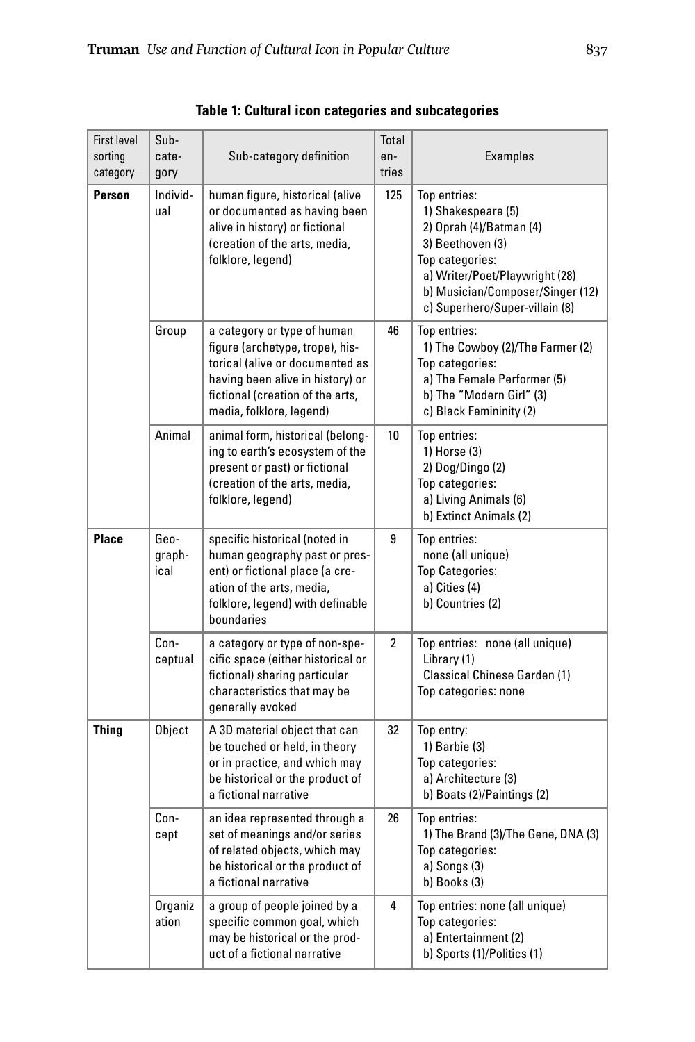**Table 1: Cultural icon categories and subcategories**

| First level sorting category | Sub-category | Sub-category definition | Total entries | Examples |
|---|---|---|---|---|
| **Person** | Individual | human figure, historical (alive or documented as having been alive in history) or fictional (creation of the arts, media, folklore, legend) | 125 | Top entries:<br>1) Shakespeare (5)<br>2) Oprah (4)/Batman (4)<br>3) Beethoven (3)<br>Top categories:<br>a) Writer/Poet/Playwright (28)<br>b) Musician/Composer/Singer (12)<br>c) Superhero/Super-villain (8) |
| | Group | a category or type of human figure (archetype, trope), historical (alive or documented as having been alive in history) or fictional (creation of the arts, media, folklore, legend) | 46 | Top entries:<br>1) The Cowboy (2)/The Farmer (2)<br>Top categories:<br>a) The Female Performer (5)<br>b) The "Modern Girl" (3)<br>c) Black Femininity (2) |
| | Animal | animal form, historical (belonging to earth's ecosystem of the present or past) or fictional (creation of the arts, media, folklore, legend) | 10 | Top entries:<br>1) Horse (3)<br>2) Dog/Dingo (2)<br>Top categories:<br>a) Living Animals (6)<br>b) Extinct Animals (2) |
| **Place** | Geographical | specific historical (noted in human geography past or present) or fictional place (a creation of the arts, media, folklore, legend) with definable boundaries | 9 | Top entries:<br>none (all unique)<br>Top Categories:<br>a) Cities (4)<br>b) Countries (2) |
| | Conceptual | a category or type of non-specific space (either historical or fictional) sharing particular characteristics that may be generally evoked | 2 | Top entries: none (all unique)<br>Library (1)<br>Classical Chinese Garden (1)<br>Top categories: none |
| **Thing** | Object | A 3D material object that can be touched or held, in theory or in practice, and which may be historical or the product of a fictional narrative | 32 | Top entry:<br>1) Barbie (3)<br>Top categories:<br>a) Architecture (3)<br>b) Boats (2)/Paintings (2) |
| | Concept | an idea represented through a set of meanings and/or series of related objects, which may be historical or the product of a fictional narrative | 26 | Top entries:<br>1) The Brand (3)/The Gene, DNA (3)<br>Top categories:<br>a) Songs (3)<br>b) Books (3) |
| | Organization | a group of people joined by a specific common goal, which may be historical or the product of a fictional narrative | 4 | Top entries: none (all unique)<br>Top categories:<br>a) Entertainment (2)<br>b) Sports (1)/Politics (1) |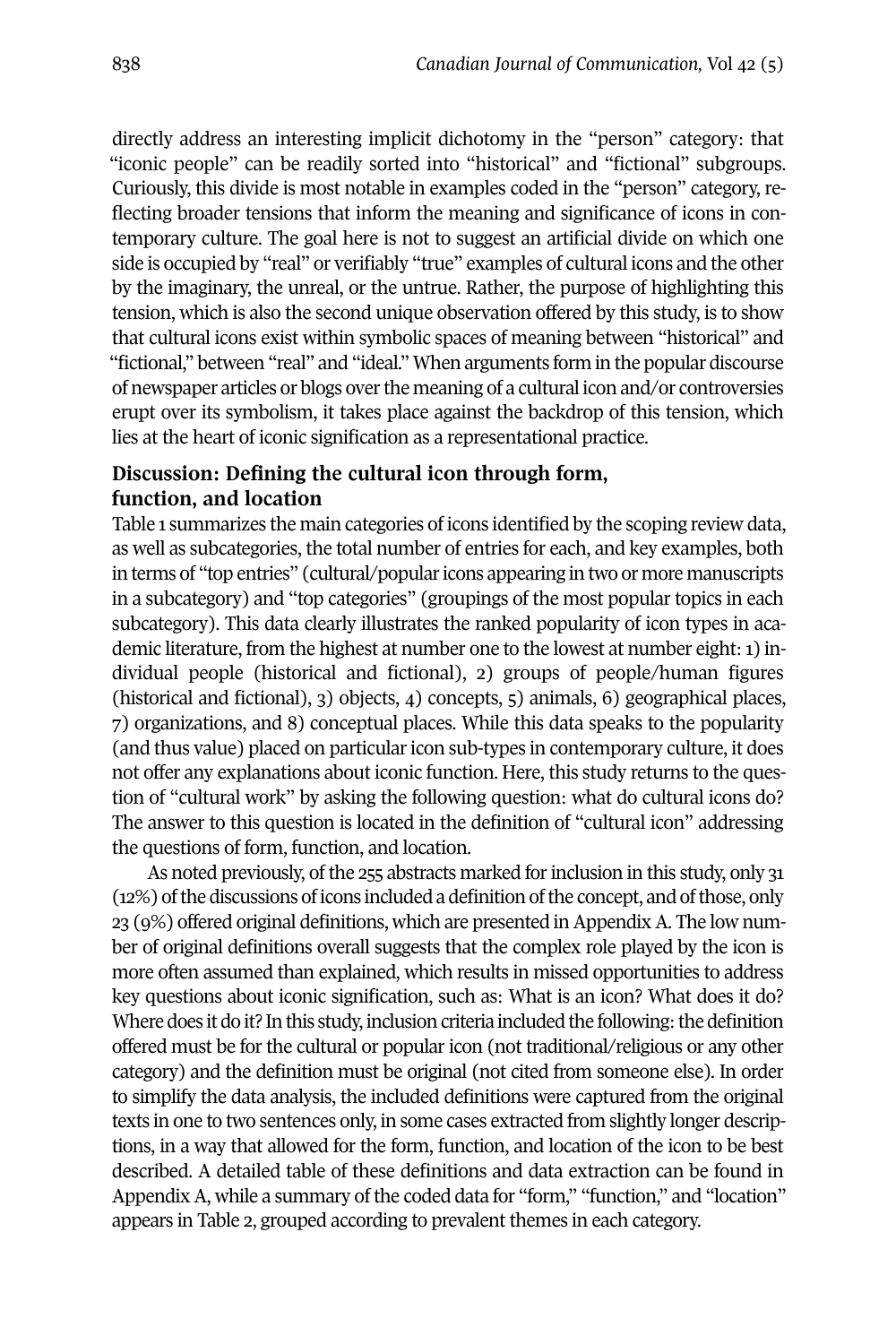directly address an interesting implicit dichotomy in the "person" category: that "iconic people" can be readily sorted into "historical" and "fictional" subgroups. Curiously, this divide is most notable in examples coded in the "person" category, reflecting broader tensions that inform the meaning and significance of icons in contemporary culture. The goal here is not to suggest an artificial divide on which one side is occupied by "real" or verifiably "true" examples of cultural icons and the other by the imaginary, the unreal, or the untrue. Rather, the purpose of highlighting this tension, which is also the second unique observation offered by this study, is to show that cultural icons exist within symbolic spaces of meaning between "historical" and "fictional," between "real" and "ideal." When arguments form in the popular discourse of newspaper articles or blogs over the meaning of a cultural icon and/or controversies erupt over its symbolism, it takes place against the backdrop of this tension, which lies at the heart of iconic signification as a representational practice.

## Discussion: Defining the cultural icon through form, function, and location

Table 1 summarizes the main categories of icons identified by the scoping review data, as well as subcategories, the total number of entries for each, and key examples, both in terms of "top entries" (cultural/popular icons appearing in two or more manuscripts in a subcategory) and "top categories" (groupings of the most popular topics in each subcategory). This data clearly illustrates the ranked popularity of icon types in academic literature, from the highest at number one to the lowest at number eight: 1) individual people (historical and fictional), 2) groups of people/human figures (historical and fictional), 3) objects, 4) concepts, 5) animals, 6) geographical places, 7) organizations, and 8) conceptual places. While this data speaks to the popularity (and thus value) placed on particular icon sub-types in contemporary culture, it does not offer any explanations about iconic function. Here, this study returns to the question of "cultural work" by asking the following question: what do cultural icons do? The answer to this question is located in the definition of "cultural icon" addressing the questions of form, function, and location.

As noted previously, of the 255 abstracts marked for inclusion in this study, only 31 (12%) of the discussions of icons included a definition of the concept, and of those, only 23 (9%) offered original definitions, which are presented in Appendix A. The low number of original definitions overall suggests that the complex role played by the icon is more often assumed than explained, which results in missed opportunities to address key questions about iconic signification, such as: What is an icon? What does it do? Where does it do it? In this study, inclusion criteria included the following: the definition offered must be for the cultural or popular icon (not traditional/religious or any other category) and the definition must be original (not cited from someone else). In order to simplify the data analysis, the included definitions were captured from the original texts in one to two sentences only, in some cases extracted from slightly longer descriptions, in a way that allowed for the form, function, and location of the icon to be best described. A detailed table of these definitions and data extraction can be found in Appendix A, while a summary of the coded data for "form," "function," and "location" appears in Table 2, grouped according to prevalent themes in each category.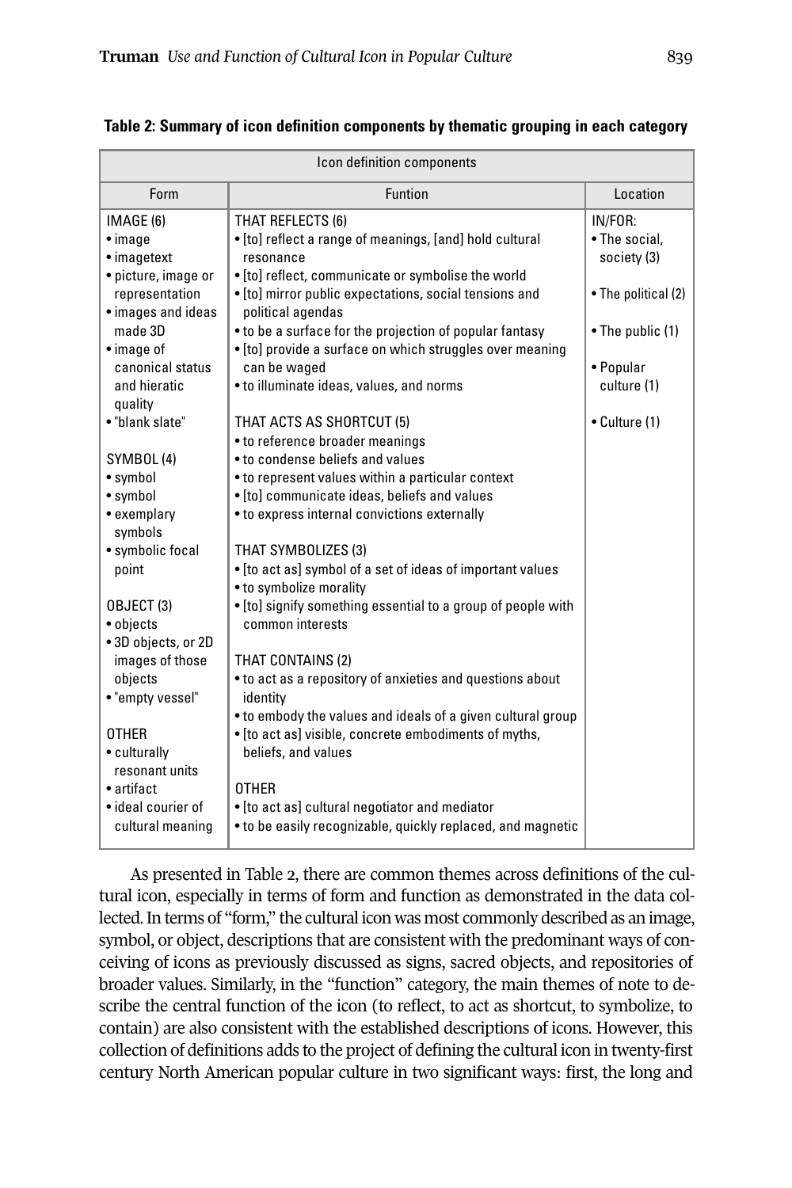**Table 2: Summary of icon definition components by thematic grouping in each category**

| Icon definition components | | |
|---|---|---|
| Form | Funtion | Location |
| IMAGE (6)<br>• image<br>• imagetext<br>• picture, image or representation<br>• images and ideas made 3D<br>• image of canonical status and hieratic quality<br>• "blank slate"<br><br>SYMBOL (4)<br>• symbol<br>• symbol<br>• exemplary symbols<br>• symbolic focal point<br><br>OBJECT (3)<br>• objects<br>• 3D objects, or 2D images of those objects<br>• "empty vessel"<br><br>OTHER<br>• culturally resonant units<br>• artifact<br>• ideal courier of cultural meaning | THAT REFLECTS (6)<br>• [to] reflect a range of meanings, [and] hold cultural resonance<br>• [to] reflect, communicate or symbolise the world<br>• [to] mirror public expectations, social tensions and political agendas<br>• to be a surface for the projection of popular fantasy<br>• [to] provide a surface on which struggles over meaning can be waged<br>• to illuminate ideas, values, and norms<br><br>THAT ACTS AS SHORTCUT (5)<br>• to reference broader meanings<br>• to condense beliefs and values<br>• to represent values within a particular context<br>• [to] communicate ideas, beliefs and values<br>• to express internal convictions externally<br><br>THAT SYMBOLIZES (3)<br>• [to act as] symbol of a set of ideas of important values<br>• to symbolize morality<br>• [to] signify something essential to a group of people with common interests<br><br>THAT CONTAINS (2)<br>• to act as a repository of anxieties and questions about identity<br>• to embody the values and ideals of a given cultural group<br>• [to act as] visible, concrete embodiments of myths, beliefs, and values<br><br>OTHER<br>• [to act as] cultural negotiator and mediator<br>• to be easily recognizable, quickly replaced, and magnetic | IN/FOR:<br>• The social, society (3)<br><br>• The political (2)<br><br>• The public (1)<br><br>• Popular culture (1)<br><br>• Culture (1) |

As presented in Table 2, there are common themes across definitions of the cultural icon, especially in terms of form and function as demonstrated in the data collected. In terms of "form," the cultural icon was most commonly described as an image, symbol, or object, descriptions that are consistent with the predominant ways of conceiving of icons as previously discussed as signs, sacred objects, and repositories of broader values. Similarly, in the "function" category, the main themes of note to describe the central function of the icon (to reflect, to act as shortcut, to symbolize, to contain) are also consistent with the established descriptions of icons. However, this collection of definitions adds to the project of defining the cultural icon in twenty-first century North American popular culture in two significant ways: first, the long and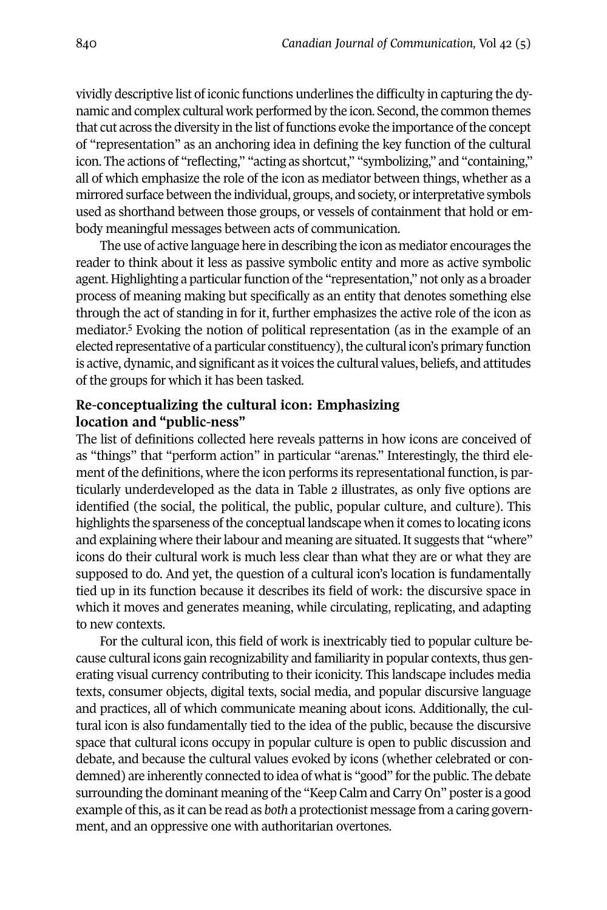vividly descriptive list of iconic functions underlines the difficulty in capturing the dynamic and complex cultural work performed by the icon. Second, the common themes that cut across the diversity in the list of functions evoke the importance of the concept of "representation" as an anchoring idea in defining the key function of the cultural icon. The actions of "reflecting," "acting as shortcut," "symbolizing," and "containing," all of which emphasize the role of the icon as mediator between things, whether as a mirrored surface between the individual, groups, and society, or interpretative symbols used as shorthand between those groups, or vessels of containment that hold or embody meaningful messages between acts of communication.

The use of active language here in describing the icon as mediator encourages the reader to think about it less as passive symbolic entity and more as active symbolic agent. Highlighting a particular function of the "representation," not only as a broader process of meaning making but specifically as an entity that denotes something else through the act of standing in for it, further emphasizes the active role of the icon as mediator.[5] Evoking the notion of political representation (as in the example of an elected representative of a particular constituency), the cultural icon's primary function is active, dynamic, and significant as it voices the cultural values, beliefs, and attitudes of the groups for which it has been tasked.

## Re-conceptualizing the cultural icon: Emphasizing location and "public-ness"

The list of definitions collected here reveals patterns in how icons are conceived of as "things" that "perform action" in particular "arenas." Interestingly, the third element of the definitions, where the icon performs its representational function, is particularly underdeveloped as the data in Table 2 illustrates, as only five options are identified (the social, the political, the public, popular culture, and culture). This highlights the sparseness of the conceptual landscape when it comes to locating icons and explaining where their labour and meaning are situated. It suggests that "where" icons do their cultural work is much less clear than what they are or what they are supposed to do. And yet, the question of a cultural icon's location is fundamentally tied up in its function because it describes its field of work: the discursive space in which it moves and generates meaning, while circulating, replicating, and adapting to new contexts.

For the cultural icon, this field of work is inextricably tied to popular culture because cultural icons gain recognizability and familiarity in popular contexts, thus generating visual currency contributing to their iconicity. This landscape includes media texts, consumer objects, digital texts, social media, and popular discursive language and practices, all of which communicate meaning about icons. Additionally, the cultural icon is also fundamentally tied to the idea of the public, because the discursive space that cultural icons occupy in popular culture is open to public discussion and debate, and because the cultural values evoked by icons (whether celebrated or condemned) are inherently connected to idea of what is "good" for the public. The debate surrounding the dominant meaning of the "Keep Calm and Carry On" poster is a good example of this, as it can be read as *both* a protectionist message from a caring government, and an oppressive one with authoritarian overtones.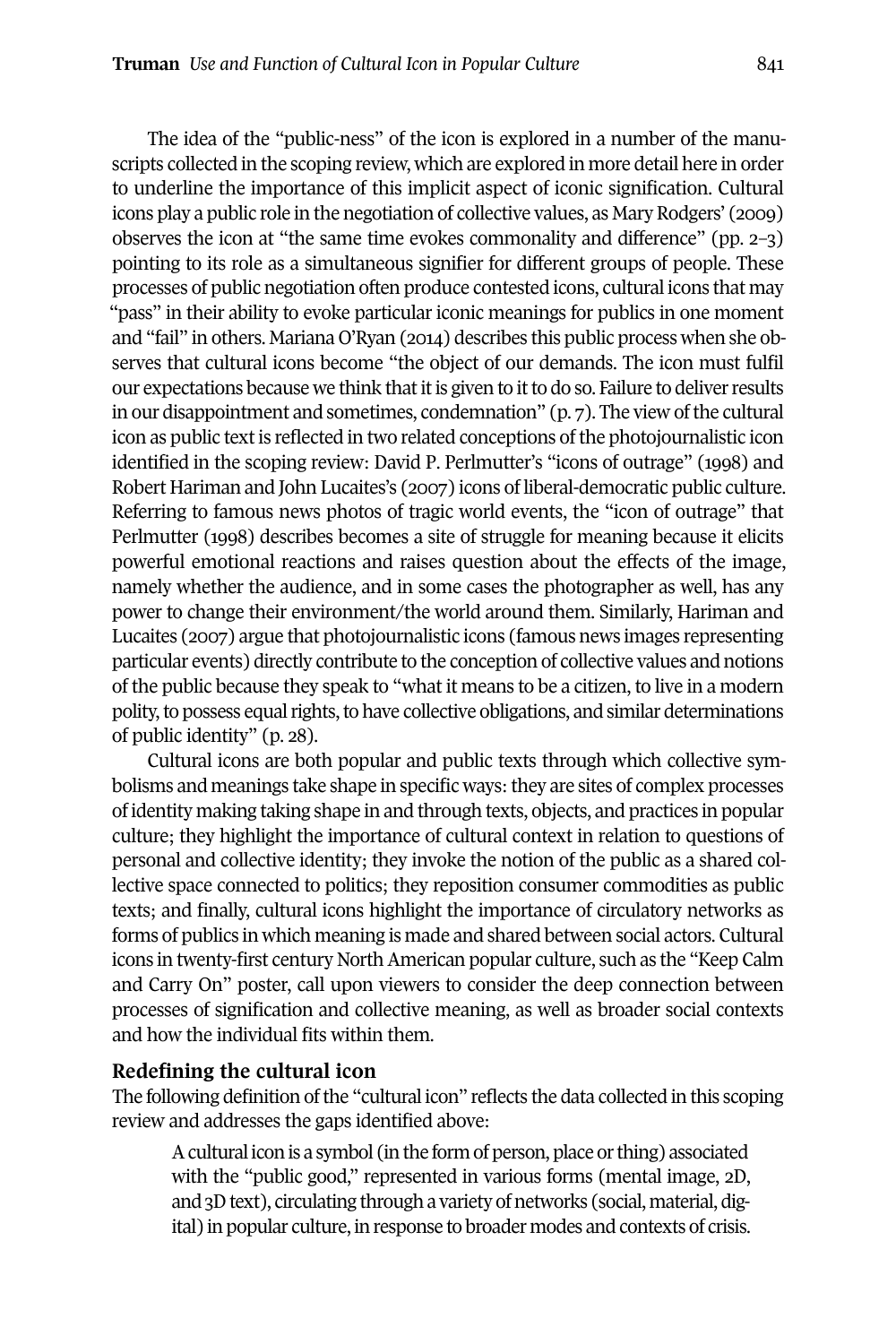The idea of the "public-ness" of the icon is explored in a number of the manuscripts collected in the scoping review, which are explored in more detail here in order to underline the importance of this implicit aspect of iconic signification. Cultural icons play a public role in the negotiation of collective values, as Mary Rodgers' (2009) observes the icon at "the same time evokes commonality and difference" (pp. 2–3) pointing to its role as a simultaneous signifier for different groups of people. These processes of public negotiation often produce contested icons, cultural icons that may "pass" in their ability to evoke particular iconic meanings for publics in one moment and "fail" in others. Mariana O'Ryan (2014) describes this public process when she observes that cultural icons become "the object of our demands. The icon must fulfil our expectations because we think that it is given to it to do so. Failure to deliver results in our disappointment and sometimes, condemnation" (p. 7). The view of the cultural icon as public text is reflected in two related conceptions of the photojournalistic icon identified in the scoping review: David P. Perlmutter's "icons of outrage" (1998) and Robert Hariman and John Lucaites's (2007) icons of liberal-democratic public culture. Referring to famous news photos of tragic world events, the "icon of outrage" that Perlmutter (1998) describes becomes a site of struggle for meaning because it elicits powerful emotional reactions and raises question about the effects of the image, namely whether the audience, and in some cases the photographer as well, has any power to change their environment/the world around them. Similarly, Hariman and Lucaites (2007) argue that photojournalistic icons (famous news images representing particular events) directly contribute to the conception of collective values and notions of the public because they speak to "what it means to be a citizen, to live in a modern polity, to possess equal rights, to have collective obligations, and similar determinations of public identity" (p. 28).

Cultural icons are both popular and public texts through which collective symbolisms and meanings take shape in specific ways: they are sites of complex processes of identity making taking shape in and through texts, objects, and practices in popular culture; they highlight the importance of cultural context in relation to questions of personal and collective identity; they invoke the notion of the public as a shared collective space connected to politics; they reposition consumer commodities as public texts; and finally, cultural icons highlight the importance of circulatory networks as forms of publics in which meaning is made and shared between social actors. Cultural icons in twenty-first century North American popular culture, such as the "Keep Calm and Carry On" poster, call upon viewers to consider the deep connection between processes of signification and collective meaning, as well as broader social contexts and how the individual fits within them.

## Redefining the cultural icon

The following definition of the "cultural icon" reflects the data collected in this scoping review and addresses the gaps identified above:

> A cultural icon is a symbol (in the form of person, place or thing) associated with the "public good," represented in various forms (mental image, 2D, and 3D text), circulating through a variety of networks (social, material, digital) in popular culture, in response to broader modes and contexts of crisis.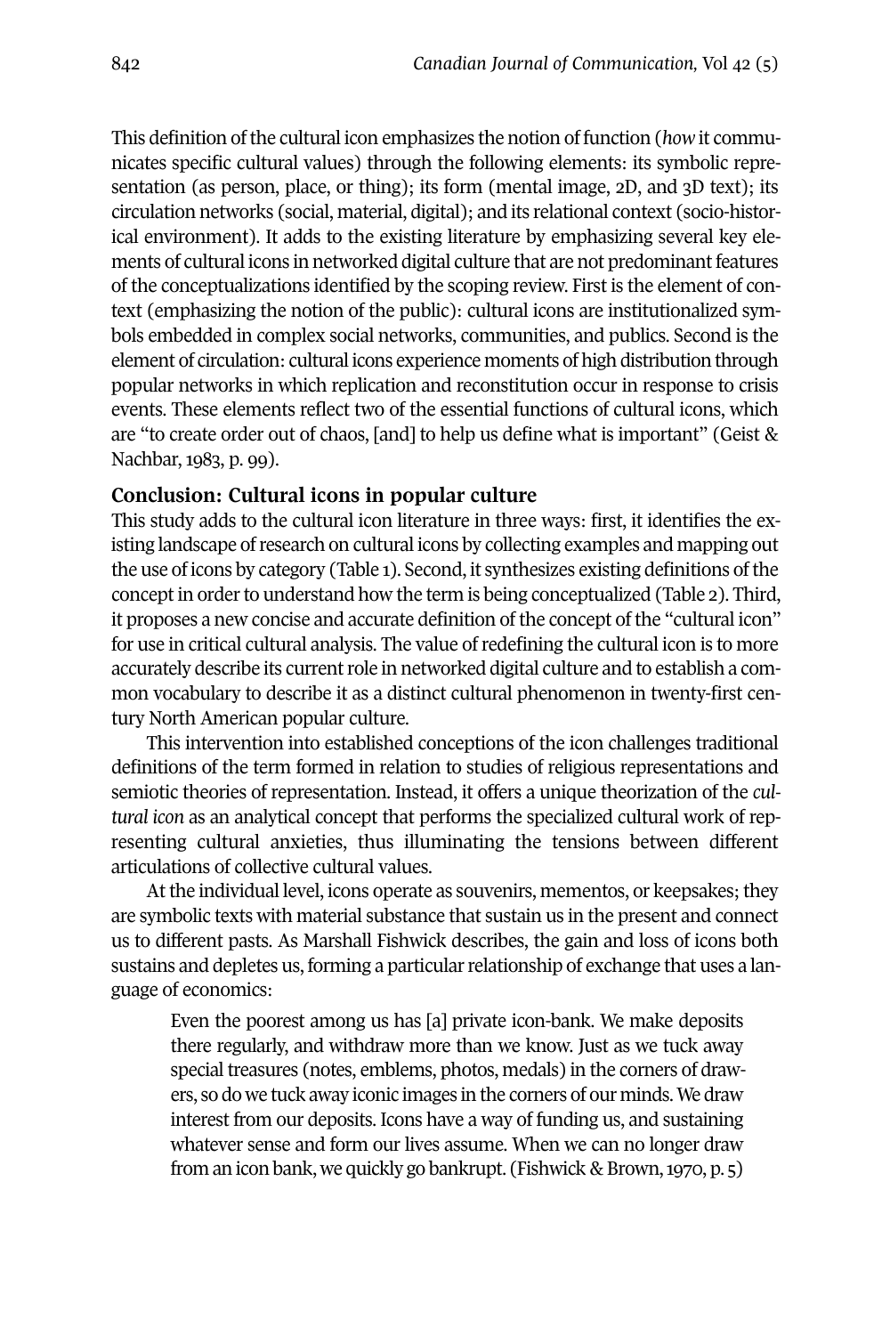This definition of the cultural icon emphasizes the notion of function (*how* it communicates specific cultural values) through the following elements: its symbolic representation (as person, place, or thing); its form (mental image, 2D, and 3D text); its circulation networks (social, material, digital); and its relational context (socio-historical environment). It adds to the existing literature by emphasizing several key elements of cultural icons in networked digital culture that are not predominant features of the conceptualizations identified by the scoping review. First is the element of context (emphasizing the notion of the public): cultural icons are institutionalized symbols embedded in complex social networks, communities, and publics. Second is the element of circulation: cultural icons experience moments of high distribution through popular networks in which replication and reconstitution occur in response to crisis events. These elements reflect two of the essential functions of cultural icons, which are "to create order out of chaos, [and] to help us define what is important" (Geist & Nachbar, 1983, p. 99).

## Conclusion: Cultural icons in popular culture

This study adds to the cultural icon literature in three ways: first, it identifies the existing landscape of research on cultural icons by collecting examples and mapping out the use of icons by category (Table 1). Second, it synthesizes existing definitions of the concept in order to understand how the term is being conceptualized (Table 2). Third, it proposes a new concise and accurate definition of the concept of the "cultural icon" for use in critical cultural analysis. The value of redefining the cultural icon is to more accurately describe its current role in networked digital culture and to establish a common vocabulary to describe it as a distinct cultural phenomenon in twenty-first century North American popular culture.

This intervention into established conceptions of the icon challenges traditional definitions of the term formed in relation to studies of religious representations and semiotic theories of representation. Instead, it offers a unique theorization of the *cultural icon* as an analytical concept that performs the specialized cultural work of representing cultural anxieties, thus illuminating the tensions between different articulations of collective cultural values.

At the individual level, icons operate as souvenirs, mementos, or keepsakes; they are symbolic texts with material substance that sustain us in the present and connect us to different pasts. As Marshall Fishwick describes, the gain and loss of icons both sustains and depletes us, forming a particular relationship of exchange that uses a language of economics:

> Even the poorest among us has [a] private icon-bank. We make deposits there regularly, and withdraw more than we know. Just as we tuck away special treasures (notes, emblems, photos, medals) in the corners of drawers, so do we tuck away iconic images in the corners of our minds. We draw interest from our deposits. Icons have a way of funding us, and sustaining whatever sense and form our lives assume. When we can no longer draw from an icon bank, we quickly go bankrupt. (Fishwick & Brown, 1970, p. 5)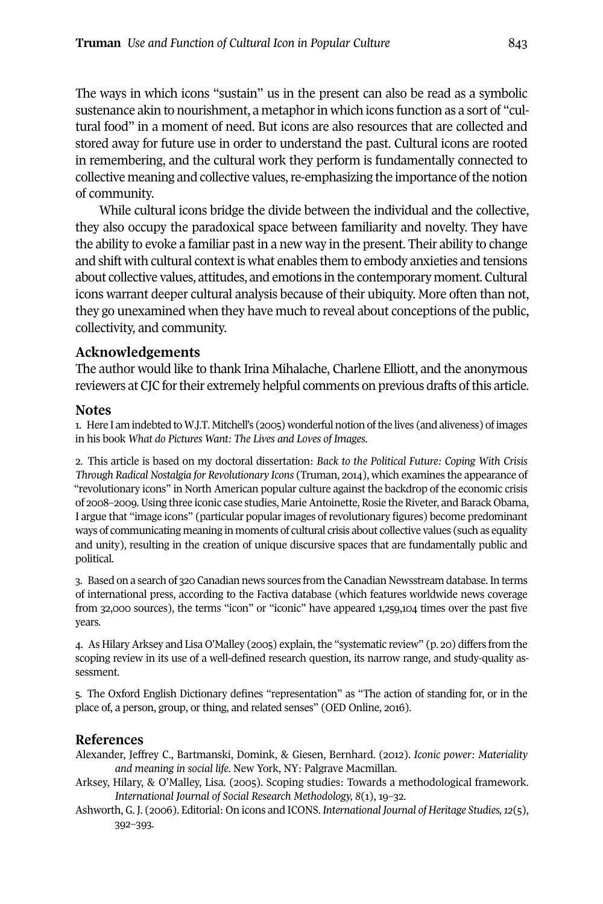The ways in which icons "sustain" us in the present can also be read as a symbolic sustenance akin to nourishment, a metaphor in which icons function as a sort of "cultural food" in a moment of need. But icons are also resources that are collected and stored away for future use in order to understand the past. Cultural icons are rooted in remembering, and the cultural work they perform is fundamentally connected to collective meaning and collective values, re-emphasizing the importance of the notion of community.

While cultural icons bridge the divide between the individual and the collective, they also occupy the paradoxical space between familiarity and novelty. They have the ability to evoke a familiar past in a new way in the present. Their ability to change and shift with cultural context is what enables them to embody anxieties and tensions about collective values, attitudes, and emotions in the contemporary moment. Cultural icons warrant deeper cultural analysis because of their ubiquity. More often than not, they go unexamined when they have much to reveal about conceptions of the public, collectivity, and community.

## Acknowledgements

The author would like to thank Irina Mihalache, Charlene Elliott, and the anonymous reviewers at CJC for their extremely helpful comments on previous drafts of this article.

## Notes

1. Here I am indebted to W.J.T. Mitchell's (2005) wonderful notion of the lives (and aliveness) of images in his book *What do Pictures Want: The Lives and Loves of Images*.

2. This article is based on my doctoral dissertation: *Back to the Political Future: Coping With Crisis Through Radical Nostalgia for Revolutionary Icons* (Truman, 2014), which examines the appearance of "revolutionary icons" in North American popular culture against the backdrop of the economic crisis of 2008–2009. Using three iconic case studies, Marie Antoinette, Rosie the Riveter, and Barack Obama, I argue that "image icons" (particular popular images of revolutionary figures) become predominant ways of communicating meaning in moments of cultural crisis about collective values (such as equality and unity), resulting in the creation of unique discursive spaces that are fundamentally public and political.

3. Based on a search of 320 Canadian news sources from the Canadian Newsstream database. In terms of international press, according to the Factiva database (which features worldwide news coverage from 32,000 sources), the terms "icon" or "iconic" have appeared 1,259,104 times over the past five years.

4. As Hilary Arksey and Lisa O'Malley (2005) explain, the "systematic review" (p. 20) differs from the scoping review in its use of a well-defined research question, its narrow range, and study-quality assessment.

5. The Oxford English Dictionary defines "representation" as "The action of standing for, or in the place of, a person, group, or thing, and related senses" (OED Online, 2016).

## References

Alexander, Jeffrey C., Bartmanski, Domink, & Giesen, Bernhard. (2012). *Iconic power: Materiality and meaning in social life*. New York, NY: Palgrave Macmillan.

Arksey, Hilary, & O'Malley, Lisa. (2005). Scoping studies: Towards a methodological framework. *International Journal of Social Research Methodology, 8*(1), 19–32.

Ashworth, G. J. (2006). Editorial: On icons and ICONS. *International Journal of Heritage Studies, 12*(5), 392–393.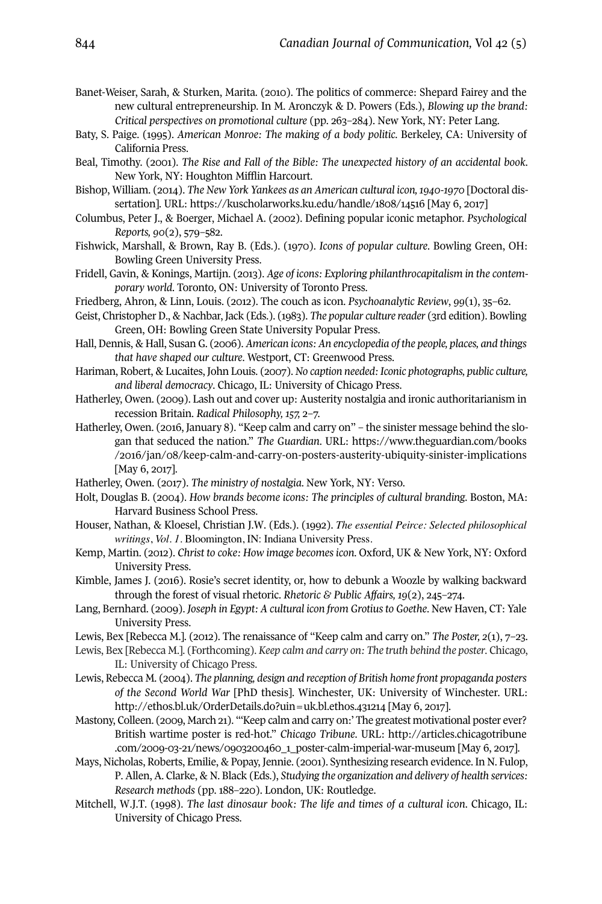Banet-Weiser, Sarah, & Sturken, Marita. (2010). The politics of commerce: Shepard Fairey and the new cultural entrepreneurship. In M. Aronczyk & D. Powers (Eds.), *Blowing up the brand: Critical perspectives on promotional culture* (pp. 263–284). New York, NY: Peter Lang.

Baty, S. Paige. (1995). *American Monroe: The making of a body politic*. Berkeley, CA: University of California Press.

Beal, Timothy. (2001). *The Rise and Fall of the Bible: The unexpected history of an accidental book*. New York, NY: Houghton Mifflin Harcourt.

Bishop, William. (2014). *The New York Yankees as an American cultural icon, 1940-1970* [Doctoral dissertation]. URL: https://kuscholarworks.ku.edu/handle/1808/14516 [May 6, 2017]

Columbus, Peter J., & Boerger, Michael A. (2002). Defining popular iconic metaphor. *Psychological Reports, 90*(2), 579–582.

Fishwick, Marshall, & Brown, Ray B. (Eds.). (1970). *Icons of popular culture*. Bowling Green, OH: Bowling Green University Press.

Fridell, Gavin, & Konings, Martijn. (2013). *Age of icons: Exploring philanthrocapitalism in the contemporary world*. Toronto, ON: University of Toronto Press.

Friedberg, Ahron, & Linn, Louis. (2012). The couch as icon. *Psychoanalytic Review*, *99*(1), 35–62.

Geist, Christopher D., & Nachbar, Jack (Eds.). (1983). *The popular culture reader* (3rd edition). Bowling Green, OH: Bowling Green State University Popular Press.

Hall, Dennis, & Hall, Susan G. (2006). *American icons: An encyclopedia of the people, places, and things that have shaped our culture*. Westport, CT: Greenwood Press.

Hariman, Robert, & Lucaites, John Louis. (2007). *No caption needed: Iconic photographs, public culture, and liberal democracy*. Chicago, IL: University of Chicago Press.

Hatherley, Owen. (2009). Lash out and cover up: Austerity nostalgia and ironic authoritarianism in recession Britain. *Radical Philosophy, 157,* 2–7.

Hatherley, Owen. (2016, January 8). "Keep calm and carry on" – the sinister message behind the slogan that seduced the nation." *The Guardian*. URL: https://www.theguardian.com/books/2016/jan/08/keep-calm-and-carry-on-posters-austerity-ubiquity-sinister-implications [May 6, 2017].

Hatherley, Owen. (2017). *The ministry of nostalgia*. New York, NY: Verso.

Holt, Douglas B. (2004). *How brands become icons: The principles of cultural branding*. Boston, MA: Harvard Business School Press.

Houser, Nathan, & Kloesel, Christian J.W. (Eds.). (1992). *The essential Peirce: Selected philosophical writings*, *Vol. 1*. Bloomington, IN: Indiana University Press.

Kemp, Martin. (2012). *Christ to coke: How image becomes icon*. Oxford, UK & New York, NY: Oxford University Press.

Kimble, James J. (2016). Rosie's secret identity, or, how to debunk a Woozle by walking backward through the forest of visual rhetoric. *Rhetoric & Public Affairs, 19*(2), 245–274.

Lang, Bernhard. (2009). *Joseph in Egypt: A cultural icon from Grotius to Goethe*. New Haven, CT: Yale University Press.

Lewis, Bex [Rebecca M.]. (2012). The renaissance of "Keep calm and carry on." *The Poster, 2*(1), 7–23.

Lewis, Bex [Rebecca M.]. (Forthcoming). *Keep calm and carry on: The truth behind the poster*. Chicago, IL: University of Chicago Press.

Lewis, Rebecca M. (2004). *The planning, design and reception of British home front propaganda posters of the Second World War* [PhD thesis]. Winchester, UK: University of Winchester. URL: http://ethos.bl.uk/OrderDetails.do?uin=uk.bl.ethos.431214 [May 6, 2017].

Mastony, Colleen. (2009, March 21). "'Keep calm and carry on:' The greatest motivational poster ever? British wartime poster is red-hot." *Chicago Tribune*. URL: http://articles.chicagotribune.com/2009-03-21/news/0903200460_1_poster-calm-imperial-war-museum [May 6, 2017].

Mays, Nicholas, Roberts, Emilie, & Popay, Jennie. (2001). Synthesizing research evidence. In N. Fulop, P. Allen, A. Clarke, & N. Black (Eds.), *Studying the organization and delivery of health services: Research methods* (pp. 188–220). London, UK: Routledge.

Mitchell, W.J.T. (1998). *The last dinosaur book: The life and times of a cultural icon*. Chicago, IL: University of Chicago Press.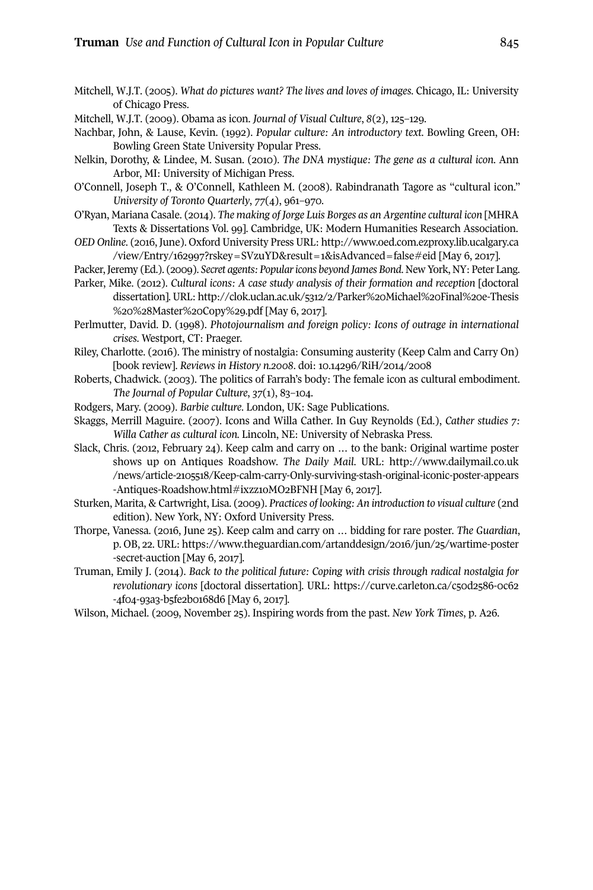Mitchell, W.J.T. (2005). *What do pictures want? The lives and loves of images*. Chicago, IL: University of Chicago Press.

Mitchell, W.J.T. (2009). Obama as icon. *Journal of Visual Culture*, *8*(2), 125–129.

Nachbar, John, & Lause, Kevin. (1992). *Popular culture: An introductory text.* Bowling Green, OH: Bowling Green State University Popular Press.

Nelkin, Dorothy, & Lindee, M. Susan. (2010). *The DNA mystique: The gene as a cultural icon*. Ann Arbor, MI: University of Michigan Press.

O'Connell, Joseph T., & O'Connell, Kathleen M. (2008). Rabindranath Tagore as "cultural icon." *University of Toronto Quarterly*, *77*(4), 961–970.

O'Ryan, Mariana Casale. (2014). *The making of Jorge Luis Borges as an Argentine cultural icon* [MHRA Texts & Dissertations Vol. 99]. Cambridge, UK: Modern Humanities Research Association.

*OED Online*. (2016, June). Oxford University Press URL: http://www.oed.com.ezproxy.lib.ucalgary.ca/view/Entry/162997?rskey=SVzuYD&result=1&isAdvanced=false#eid [May 6, 2017].

Packer, Jeremy (Ed.). (2009). *Secret agents: Popular icons beyond James Bond*. New York, NY: Peter Lang.

Parker, Mike. (2012). *Cultural icons: A case study analysis of their formation and reception* [doctoral dissertation]. URL: http://clok.uclan.ac.uk/5312/2/Parker%20Michael%20Final%20e-Thesis%20%28Master%20Copy%29.pdf [May 6, 2017].

Perlmutter, David. D. (1998). *Photojournalism and foreign policy: Icons of outrage in international crises*. Westport, CT: Praeger.

Riley, Charlotte. (2016). The ministry of nostalgia: Consuming austerity (Keep Calm and Carry On) [book review]. *Reviews in History n.2008*. doi: 10.14296/RiH/2014/2008

Roberts, Chadwick. (2003). The politics of Farrah's body: The female icon as cultural embodiment. *The Journal of Popular Culture*, *37*(1), 83–104.

Rodgers, Mary. (2009). *Barbie culture*. London, UK: Sage Publications.

Skaggs, Merrill Maguire. (2007). Icons and Willa Cather. In Guy Reynolds (Ed.), *Cather studies 7: Willa Cather as cultural icon.* Lincoln, NE: University of Nebraska Press.

Slack, Chris. (2012, February 24). Keep calm and carry on … to the bank: Original wartime poster shows up on Antiques Roadshow. *The Daily Mail*. URL: http://www.dailymail.co.uk/news/article-2105518/Keep-calm-carry-Only-surviving-stash-original-iconic-poster-appears-Antiques-Roadshow.html#ixzz1oMO2BFNH [May 6, 2017].

Sturken, Marita, & Cartwright, Lisa. (2009). *Practices of looking: An introduction to visual culture* (2nd edition). New York, NY: Oxford University Press.

Thorpe, Vanessa. (2016, June 25). Keep calm and carry on … bidding for rare poster. *The Guardian*, p. OB, 22. URL: https://www.theguardian.com/artanddesign/2016/jun/25/wartime-poster-secret-auction [May 6, 2017].

Truman, Emily J. (2014). *Back to the political future: Coping with crisis through radical nostalgia for revolutionary icons* [doctoral dissertation]. URL: https://curve.carleton.ca/c50d2586-0c62-4f04-93a3-b5fe2b0168d6 [May 6, 2017].

Wilson, Michael. (2009, November 25). Inspiring words from the past. *New York Times*, p. A26.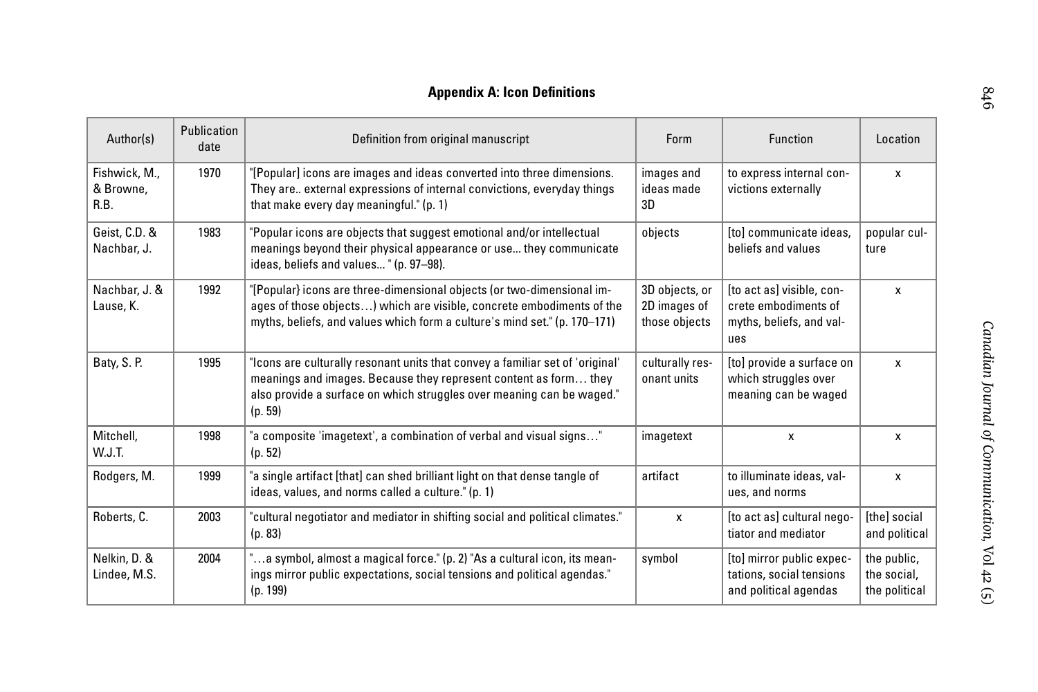## Appendix A: Icon Definitions

| Author(s) | Publication date | Definition from original manuscript | Form | Function | Location |
|---|---|---|---|---|---|
| Fishwick, M., & Browne, R.B. | 1970 | "[Popular] icons are images and ideas converted into three dimensions. They are.. external expressions of internal convictions, everyday things that make every day meaningful." (p. 1) | images and ideas made 3D | to express internal convictions externally | x |
| Geist, C.D. & Nachbar, J. | 1983 | "Popular icons are objects that suggest emotional and/or intellectual meanings beyond their physical appearance or use... they communicate ideas, beliefs and values... " (p. 97–98). | objects | [to] communicate ideas, beliefs and values | popular culture |
| Nachbar, J. & Lause, K. | 1992 | "[Popular} icons are three-dimensional objects (or two-dimensional images of those objects…) which are visible, concrete embodiments of the myths, beliefs, and values which form a culture's mind set." (p. 170–171) | 3D objects, or 2D images of those objects | [to act as] visible, concrete embodiments of myths, beliefs, and values | x |
| Baty, S. P. | 1995 | "Icons are culturally resonant units that convey a familiar set of 'original' meanings and images. Because they represent content as form… they also provide a surface on which struggles over meaning can be waged." (p. 59) | culturally resonant units | [to] provide a surface on which struggles over meaning can be waged | x |
| Mitchell, W.J.T. | 1998 | "a composite 'imagetext', a combination of verbal and visual signs…" (p. 52) | imagetext | x | x |
| Rodgers, M. | 1999 | "a single artifact [that] can shed brilliant light on that dense tangle of ideas, values, and norms called a culture." (p. 1) | artifact | to illuminate ideas, values, and norms | x |
| Roberts, C. | 2003 | "cultural negotiator and mediator in shifting social and political climates." (p. 83) | x | [to act as] cultural negotiator and mediator | [the] social and political |
| Nelkin, D. & Lindee, M.S. | 2004 | "…a symbol, almost a magical force." (p. 2) "As a cultural icon, its meanings mirror public expectations, social tensions and political agendas." (p. 199) | symbol | [to] mirror public expectations, social tensions and political agendas | the public, the social, the political |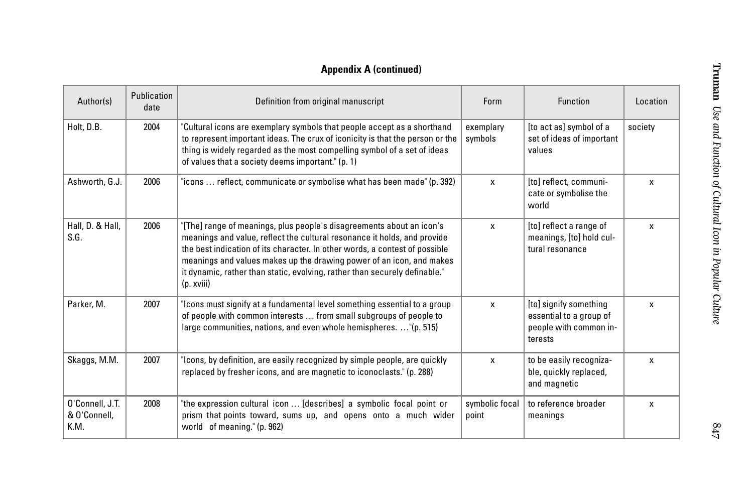**Appendix A (continued)**

| Author(s) | Publication date | Definition from original manuscript | Form | Function | Location |
|---|---|---|---|---|---|
| Holt, D.B. | 2004 | "Cultural icons are exemplary symbols that people accept as a shorthand to represent important ideas. The crux of iconicity is that the person or the thing is widely regarded as the most compelling symbol of a set of ideas of values that a society deems important." (p. 1) | exemplary symbols | [to act as] symbol of a set of ideas of important values | society |
| Ashworth, G.J. | 2006 | "icons … reflect, communicate or symbolise what has been made" (p. 392) | x | [to] reflect, communicate or symbolise the world | x |
| Hall, D. & Hall, S.G. | 2006 | "[The] range of meanings, plus people's disagreements about an icon's meanings and value, reflect the cultural resonance it holds, and provide the best indication of its character. In other words, a contest of possible meanings and values makes up the drawing power of an icon, and makes it dynamic, rather than static, evolving, rather than securely definable." (p. xviii) | x | [to] reflect a range of meanings, [to] hold cultural resonance | x |
| Parker, M. | 2007 | "Icons must signify at a fundamental level something essential to a group of people with common interests … from small subgroups of people to large communities, nations, and even whole hemispheres. …"(p. 515) | x | [to] signify something essential to a group of people with common interests | x |
| Skaggs, M.M. | 2007 | "Icons, by definition, are easily recognized by simple people, are quickly replaced by fresher icons, and are magnetic to iconoclasts." (p. 288) | x | to be easily recognizable, quickly replaced, and magnetic | x |
| O'Connell, J.T. & O'Connell, K.M. | 2008 | "the expression cultural icon … [describes] a symbolic focal point or prism that points toward, sums up, and opens onto a much wider world of meaning." (p. 962) | symbolic focal point | to reference broader meanings | x |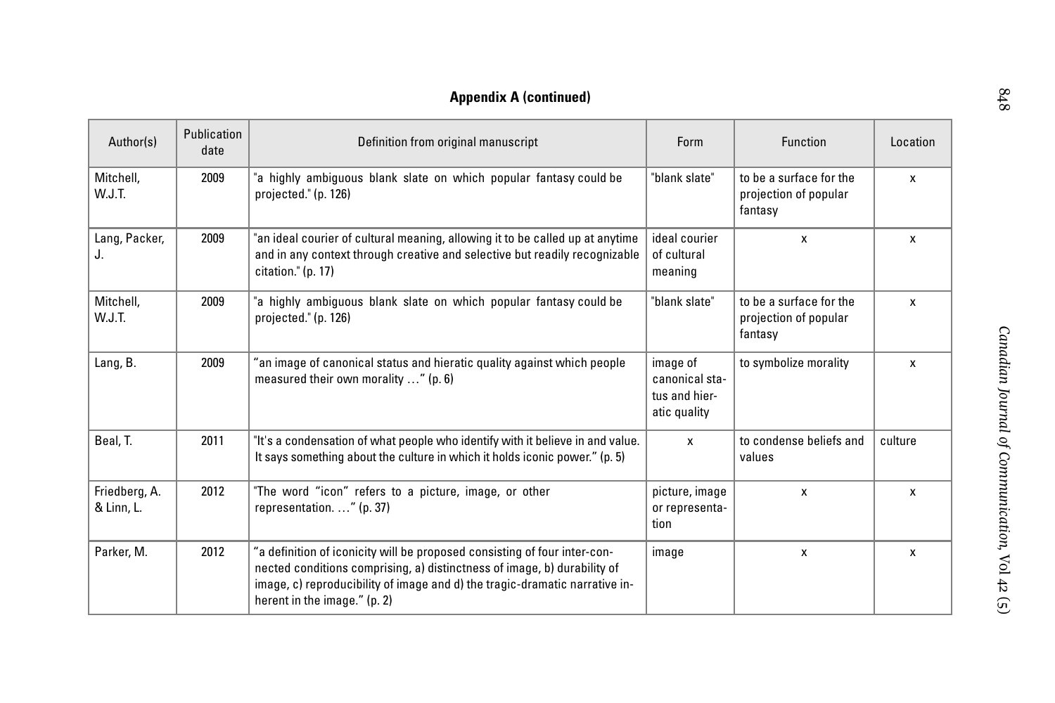## Appendix A (continued)

| Author(s) | Publication date | Definition from original manuscript | Form | Function | Location |
| --- | --- | --- | --- | --- | --- |
| Mitchell, W.J.T. | 2009 | "a highly ambiguous blank slate on which popular fantasy could be projected." (p. 126) | "blank slate" | to be a surface for the projection of popular fantasy | x |
| Lang, Packer, J. | 2009 | "an ideal courier of cultural meaning, allowing it to be called up at anytime and in any context through creative and selective but readily recognizable citation." (p. 17) | ideal courier of cultural meaning | x | x |
| Mitchell, W.J.T. | 2009 | "a highly ambiguous blank slate on which popular fantasy could be projected." (p. 126) | "blank slate" | to be a surface for the projection of popular fantasy | x |
| Lang, B. | 2009 | "an image of canonical status and hieratic quality against which people measured their own morality …" (p. 6) | image of canonical status and hieratic quality | to symbolize morality | x |
| Beal, T. | 2011 | "It's a condensation of what people who identify with it believe in and value. It says something about the culture in which it holds iconic power." (p. 5) | x | to condense beliefs and values | culture |
| Friedberg, A. & Linn, L. | 2012 | "The word "icon" refers to a picture, image, or other representation. …" (p. 37) | picture, image or representation | x | x |
| Parker, M. | 2012 | "a definition of iconicity will be proposed consisting of four inter-connected conditions comprising, a) distinctness of image, b) durability of image, c) reproducibility of image and d) the tragic-dramatic narrative inherent in the image." (p. 2) | image | x | x |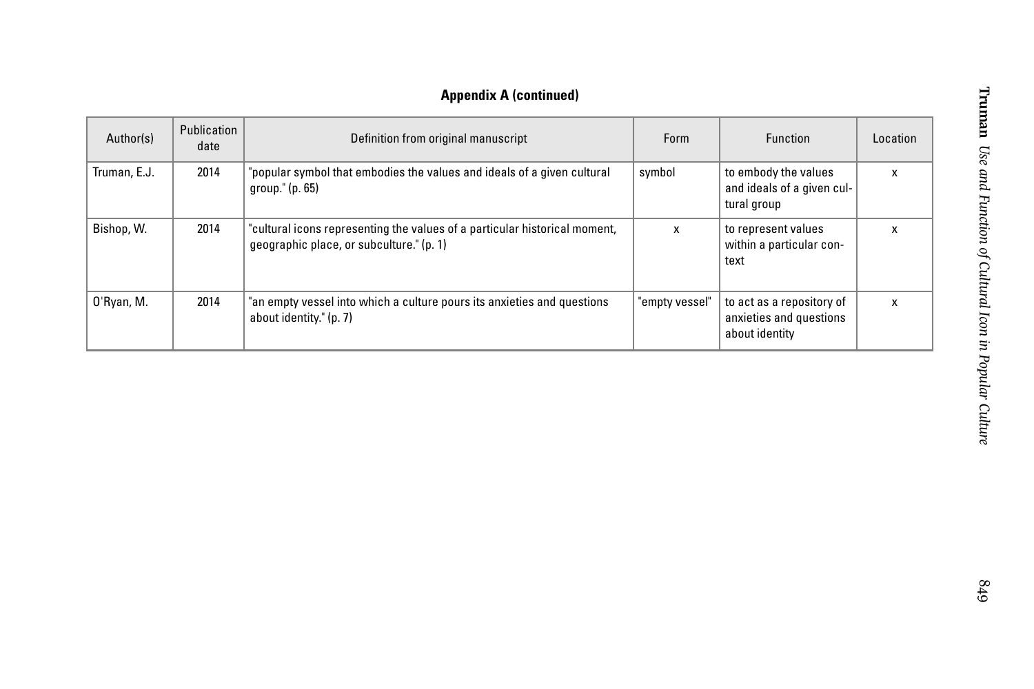**Appendix A (continued)**

| Author(s) | Publication date | Definition from original manuscript | Form | Function | Location |
|---|---|---|---|---|---|
| Truman, E.J. | 2014 | "popular symbol that embodies the values and ideals of a given cultural group." (p. 65) | symbol | to embody the values and ideals of a given cultural group | x |
| Bishop, W. | 2014 | "cultural icons representing the values of a particular historical moment, geographic place, or subculture." (p. 1) | x | to represent values within a particular context | x |
| O'Ryan, M. | 2014 | "an empty vessel into which a culture pours its anxieties and questions about identity." (p. 7) | "empty vessel" | to act as a repository of anxieties and questions about identity | x |